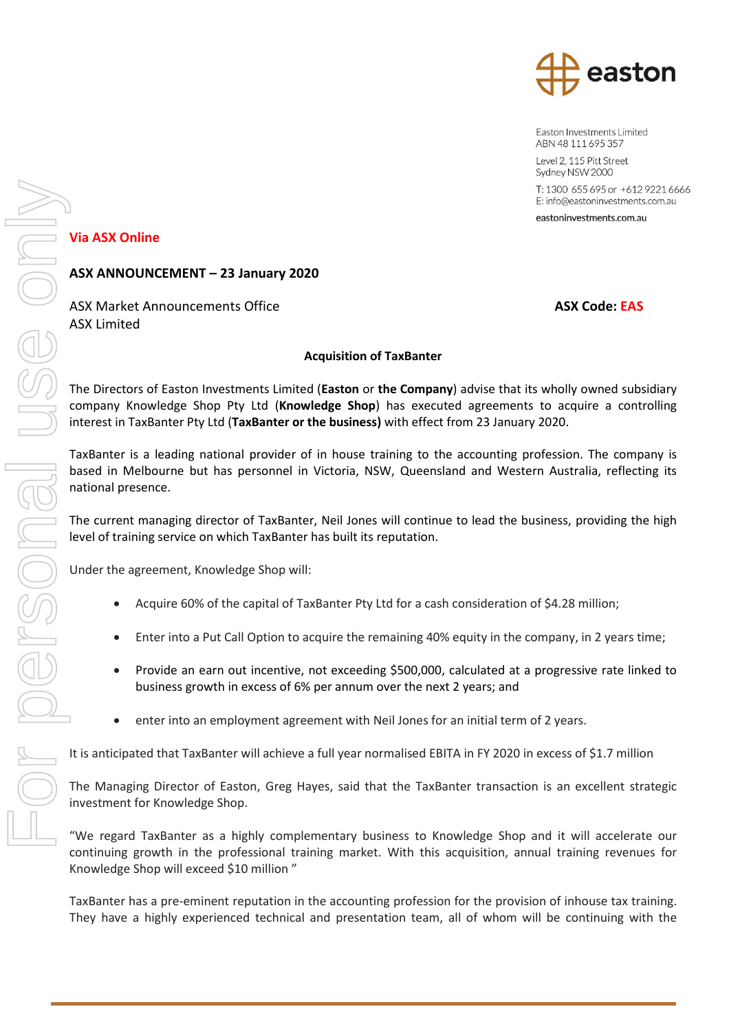easton

Easton Investments Limited
ABN 48 111 695 357

Level 2, 115 Pitt Street
Sydney NSW 2000

T: 1300 655 695 or +612 9221 6666
E: info@eastoninvestments.com.au

eastoninvestments.com.au

**Via ASX Online**

**ASX ANNOUNCEMENT – 23 January 2020**

ASX Market Announcements Office
ASX Limited

**ASX Code: EAS**

**Acquisition of TaxBanter**

The Directors of Easton Investments Limited (**Easton** or **the Company**) advise that its wholly owned subsidiary company Knowledge Shop Pty Ltd (**Knowledge Shop**) has executed agreements to acquire a controlling interest in TaxBanter Pty Ltd (**TaxBanter or the business)** with effect from 23 January 2020.

TaxBanter is a leading national provider of in house training to the accounting profession. The company is based in Melbourne but has personnel in Victoria, NSW, Queensland and Western Australia, reflecting its national presence.

The current managing director of TaxBanter, Neil Jones will continue to lead the business, providing the high level of training service on which TaxBanter has built its reputation.

Under the agreement, Knowledge Shop will:

- Acquire 60% of the capital of TaxBanter Pty Ltd for a cash consideration of $4.28 million;
- Enter into a Put Call Option to acquire the remaining 40% equity in the company, in 2 years time;
- Provide an earn out incentive, not exceeding $500,000, calculated at a progressive rate linked to business growth in excess of 6% per annum over the next 2 years; and
- enter into an employment agreement with Neil Jones for an initial term of 2 years.

It is anticipated that TaxBanter will achieve a full year normalised EBITA in FY 2020 in excess of $1.7 million

The Managing Director of Easton, Greg Hayes, said that the TaxBanter transaction is an excellent strategic investment for Knowledge Shop.

"We regard TaxBanter as a highly complementary business to Knowledge Shop and it will accelerate our continuing growth in the professional training market. With this acquisition, annual training revenues for Knowledge Shop will exceed $10 million "

TaxBanter has a pre-eminent reputation in the accounting profession for the provision of inhouse tax training. They have a highly experienced technical and presentation team, all of whom will be continuing with the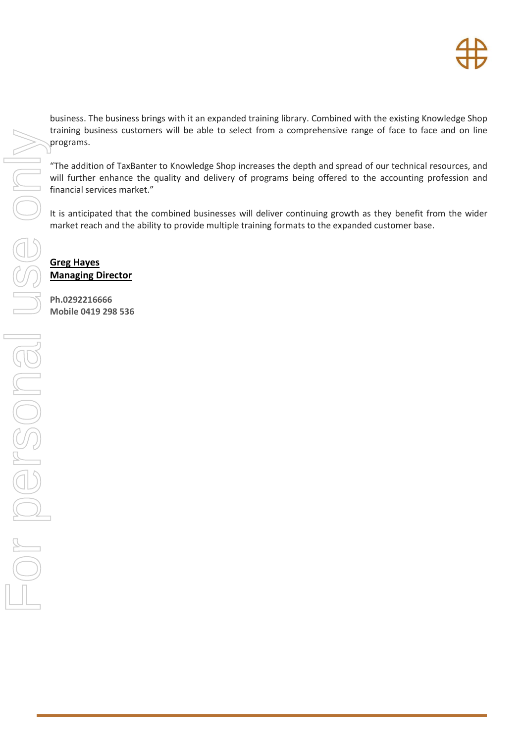business. The business brings with it an expanded training library. Combined with the existing Knowledge Shop training business customers will be able to select from a comprehensive range of face to face and on line programs.

"The addition of TaxBanter to Knowledge Shop increases the depth and spread of our technical resources, and will further enhance the quality and delivery of programs being offered to the accounting profession and financial services market."

It is anticipated that the combined businesses will deliver continuing growth as they benefit from the wider market reach and the ability to provide multiple training formats to the expanded customer base.

**Greg Hayes**
**Managing Director**

**Ph.0292216666**
**Mobile 0419 298 536**